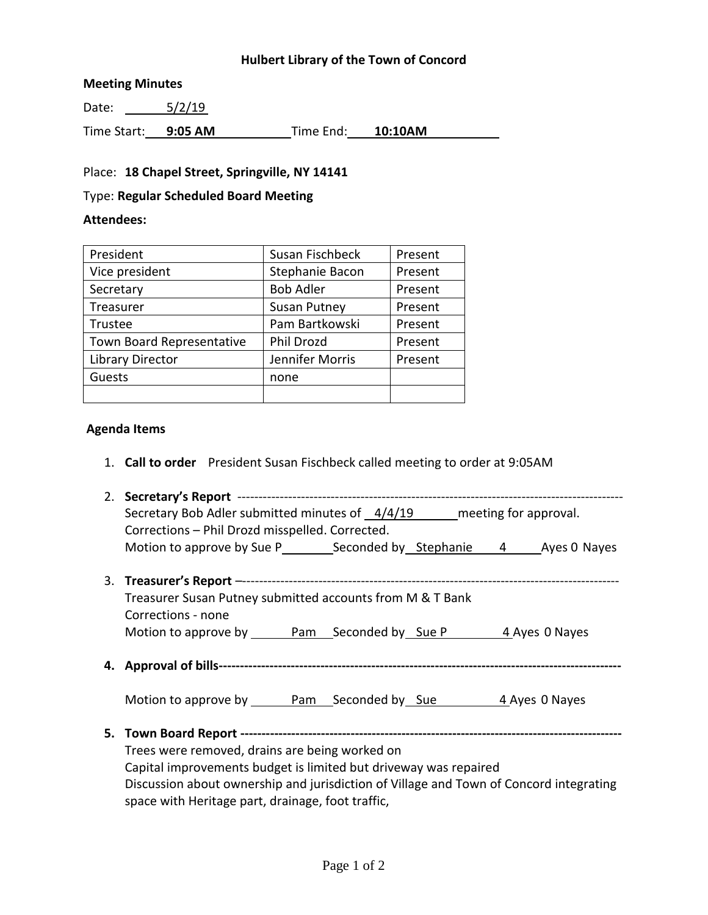# Hulbert Library of the Town of Concord

**Meeting Minutes**

Date: 5/2/19

Time Start: **9:05 AM** Time End: **10:10AM**

Place: **18 Chapel Street, Springville, NY 14141**

Type: **Regular Scheduled Board Meeting**

**Attendees:**

| | | |
|---|---|---|
| President | Susan Fischbeck | Present |
| Vice president | Stephanie Bacon | Present |
| Secretary | Bob Adler | Present |
| Treasurer | Susan Putney | Present |
| Trustee | Pam Bartkowski | Present |
| Town Board Representative | Phil Drozd | Present |
| Library Director | Jennifer Morris | Present |
| Guests | none | |
| | | |

**Agenda Items**

1. **Call to order** President Susan Fischbeck called meeting to order at 9:05AM

2. **Secretary's Report** ------------------------------------------------------------------------------------------
   Secretary Bob Adler submitted minutes of 4/4/19 meeting for approval.
   Corrections – Phil Drozd misspelled. Corrected.
   Motion to approve by Sue P Seconded by Stephanie 4 Ayes 0 Nayes

3. **Treasurer's Report** –----------------------------------------------------------------------------------------
   Treasurer Susan Putney submitted accounts from M & T Bank
   Corrections - none
   Motion to approve by Pam Seconded by Sue P 4 Ayes 0 Nayes

4. **Approval of bills-----------------------------------------------------------------------------------------------**

   Motion to approve by Pam Seconded by Sue 4 Ayes 0 Nayes

5. **Town Board Report ------------------------------------------------------------------------------------------**
   Trees were removed, drains are being worked on
   Capital improvements budget is limited but driveway was repaired
   Discussion about ownership and jurisdiction of Village and Town of Concord integrating space with Heritage part, drainage, foot traffic,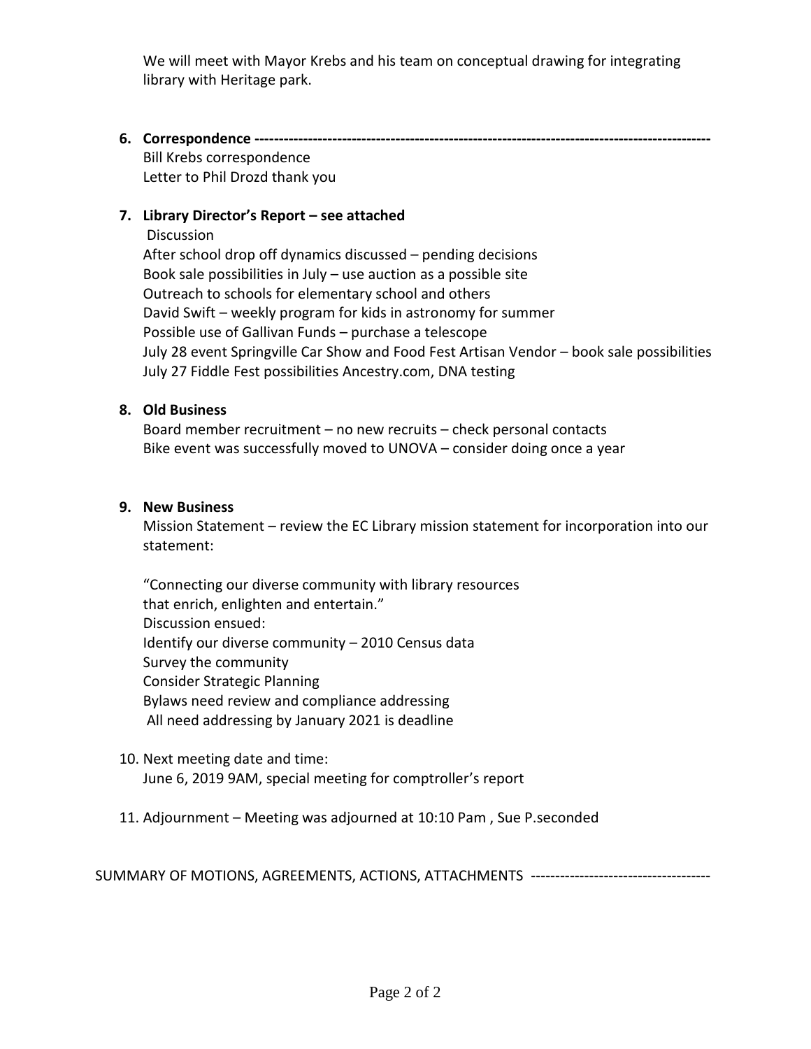We will meet with Mayor Krebs and his team on conceptual drawing for integrating library with Heritage park.

6. **Correspondence** ---------------------------------------------------------------------------------------------
   Bill Krebs correspondence
   Letter to Phil Drozd thank you

7. **Library Director's Report – see attached**
   Discussion
   After school drop off dynamics discussed – pending decisions
   Book sale possibilities in July – use auction as a possible site
   Outreach to schools for elementary school and others
   David Swift – weekly program for kids in astronomy for summer
   Possible use of Gallivan Funds – purchase a telescope
   July 28 event Springville Car Show and Food Fest Artisan Vendor – book sale possibilities
   July 27 Fiddle Fest possibilities Ancestry.com, DNA testing

8. **Old Business**
   Board member recruitment – no new recruits – check personal contacts
   Bike event was successfully moved to UNOVA – consider doing once a year

9. **New Business**
   Mission Statement – review the EC Library mission statement for incorporation into our statement:

   "Connecting our diverse community with library resources
   that enrich, enlighten and entertain."
   Discussion ensued:
   Identify our diverse community – 2010 Census data
   Survey the community
   Consider Strategic Planning
   Bylaws need review and compliance addressing
   All need addressing by January 2021 is deadline

10. Next meeting date and time:
    June 6, 2019 9AM, special meeting for comptroller's report

11. Adjournment – Meeting was adjourned at 10:10 Pam , Sue P.seconded

SUMMARY OF MOTIONS, AGREEMENTS, ACTIONS, ATTACHMENTS -------------------------------------